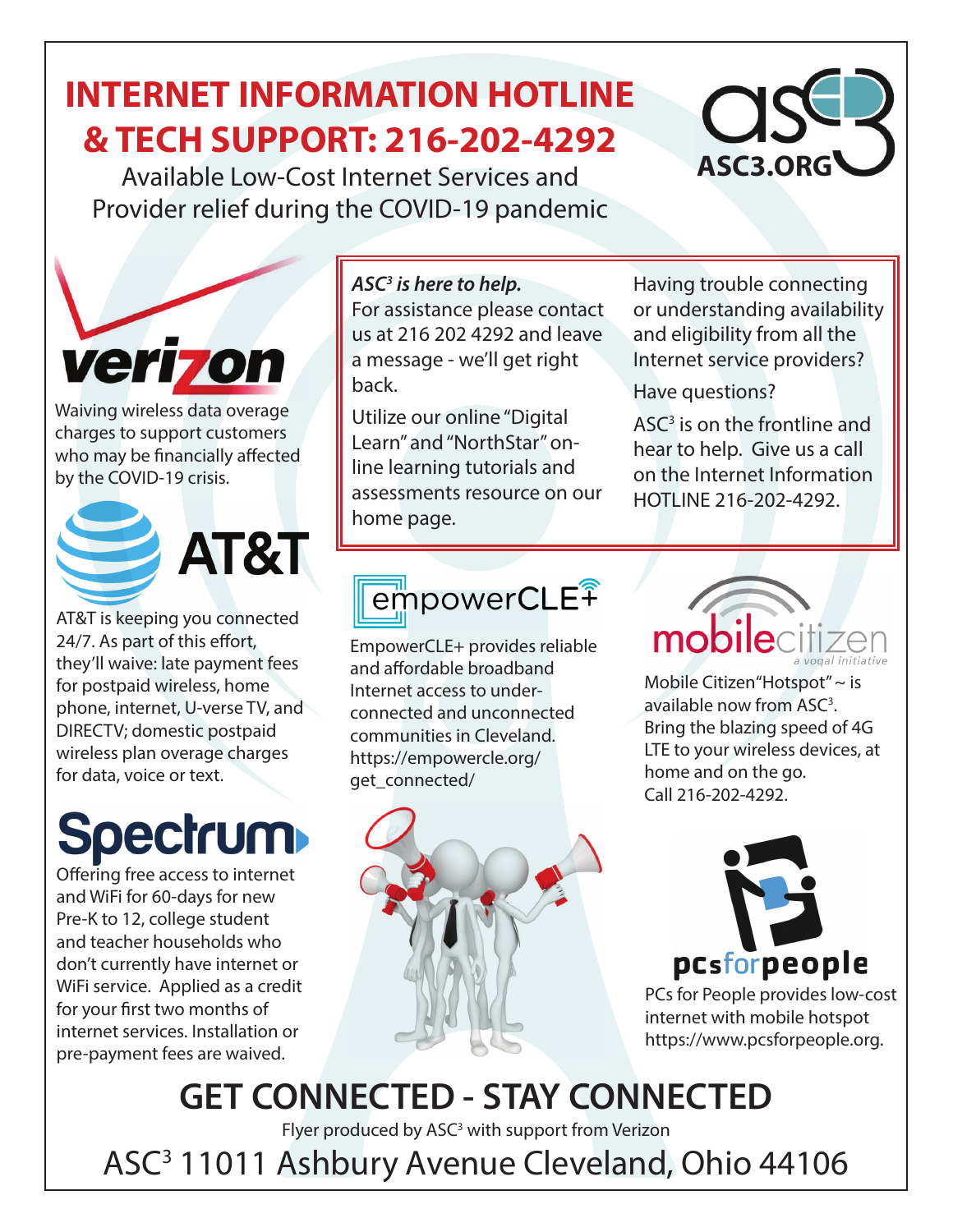# INTERNET INFORMATION HOTLINE & TECH SUPPORT: 216-202-4292

Available Low-Cost Internet Services and Provider relief during the COVID-19 pandemic

ASC3.ORG

***ASC³ is here to help.***
For assistance please contact us at 216 202 4292 and leave a message - we'll get right back.

Utilize our online "Digital Learn" and "NorthStar" on-line learning tutorials and assessments resource on our home page.

Having trouble connecting or understanding availability and eligibility from all the Internet service providers?

Have questions?

ASC³ is on the frontline and hear to help. Give us a call on the Internet Information HOTLINE 216-202-4292.

## verizon

Waiving wireless data overage charges to support customers who may be financially affected by the COVID-19 crisis.

## AT&T

AT&T is keeping you connected 24/7. As part of this effort, they'll waive: late payment fees for postpaid wireless, home phone, internet, U-verse TV, and DIRECTV; domestic postpaid wireless plan overage charges for data, voice or text.

## Spectrum

Offering free access to internet and WiFi for 60-days for new Pre-K to 12, college student and teacher households who don't currently have internet or WiFi service. Applied as a credit for your first two months of internet services. Installation or pre-payment fees are waived.

## empowerCLE+

EmpowerCLE+ provides reliable and affordable broadband Internet access to under-connected and unconnected communities in Cleveland. https://empowercle.org/get_connected/

## mobilecitizen

*a voqal initiative*

Mobile Citizen "Hotspot" ~ is available now from ASC³. Bring the blazing speed of 4G LTE to your wireless devices, at home and on the go. Call 216-202-4292.

## pcsforpeople

PCs for People provides low-cost internet with mobile hotspot https://www.pcsforpeople.org.

# GET CONNECTED - STAY CONNECTED

Flyer produced by ASC³ with support from Verizon

ASC³ 11011 Ashbury Avenue Cleveland, Ohio 44106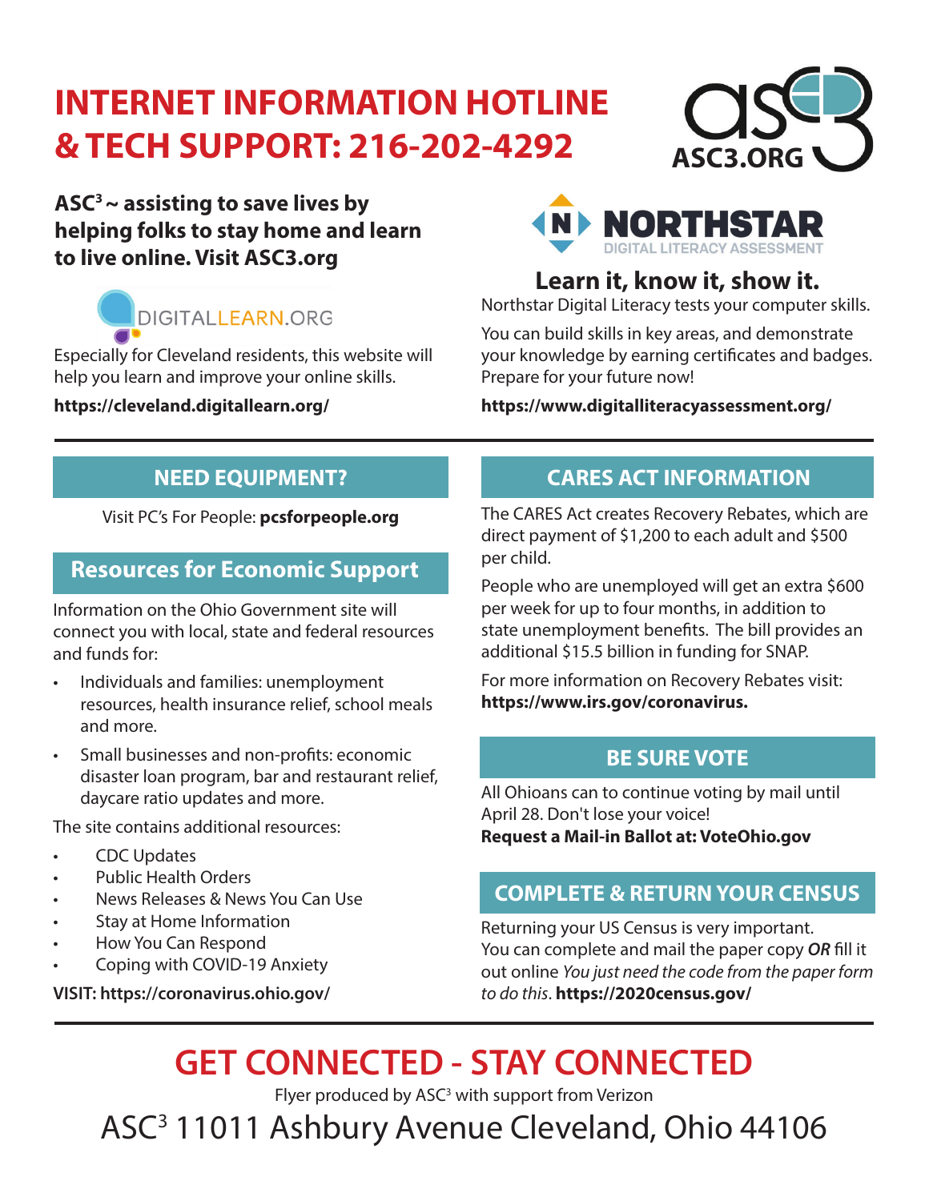# INTERNET INFORMATION HOTLINE & TECH SUPPORT: 216-202-4292

ASC3.ORG

**ASC[3] ~ assisting to save lives by helping folks to stay home and learn to live online. Visit ASC3.org**

DIGITALLEARN.ORG

Especially for Cleveland residents, this website will help you learn and improve your online skills.

**https://cleveland.digitallearn.org/**

NORTHSTAR DIGITAL LITERACY ASSESSMENT

**Learn it, know it, show it.**

Northstar Digital Literacy tests your computer skills.

You can build skills in key areas, and demonstrate your knowledge by earning certificates and badges. Prepare for your future now!

**https://www.digitalliteracyassessment.org/**

## NEED EQUIPMENT?

Visit PC's For People: **pcsforpeople.org**

## Resources for Economic Support

Information on the Ohio Government site will connect you with local, state and federal resources and funds for:

- Individuals and families: unemployment resources, health insurance relief, school meals and more.
- Small businesses and non-profits: economic disaster loan program, bar and restaurant relief, daycare ratio updates and more.

The site contains additional resources:

- CDC Updates
- Public Health Orders
- News Releases & News You Can Use
- Stay at Home Information
- How You Can Respond
- Coping with COVID-19 Anxiety

**VISIT: https://coronavirus.ohio.gov/**

## CARES ACT INFORMATION

The CARES Act creates Recovery Rebates, which are direct payment of $1,200 to each adult and $500 per child.

People who are unemployed will get an extra $600 per week for up to four months, in addition to state unemployment benefits. The bill provides an additional $15.5 billion in funding for SNAP.

For more information on Recovery Rebates visit: **https://www.irs.gov/coronavirus.**

## BE SURE VOTE

All Ohioans can to continue voting by mail until April 28. Don't lose your voice!
**Request a Mail-in Ballot at: VoteOhio.gov**

## COMPLETE & RETURN YOUR CENSUS

Returning your US Census is very important.
You can complete and mail the paper copy ***OR*** fill it out online *You just need the code from the paper form to do this.* **https://2020census.gov/**

# GET CONNECTED - STAY CONNECTED

Flyer produced by ASC[3] with support from Verizon

ASC[3] 11011 Ashbury Avenue Cleveland, Ohio 44106